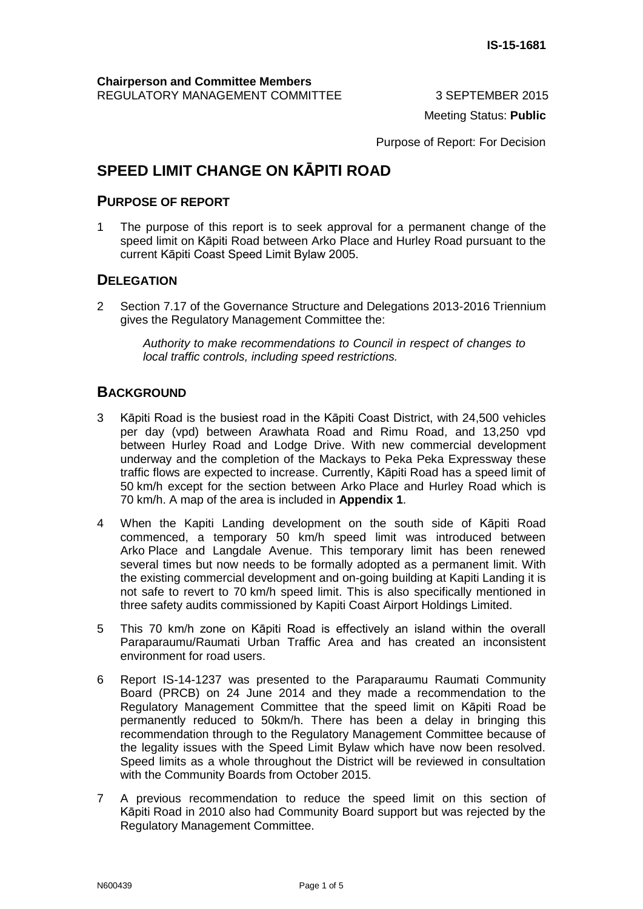**IS-15-1681**

**Chairperson and Committee Members**
REGULATORY MANAGEMENT COMMITTEE 3 SEPTEMBER 2015

Meeting Status: **Public**

Purpose of Report: For Decision

# SPEED LIMIT CHANGE ON KĀPITI ROAD

## PURPOSE OF REPORT

1 The purpose of this report is to seek approval for a permanent change of the speed limit on Kāpiti Road between Arko Place and Hurley Road pursuant to the current Kāpiti Coast Speed Limit Bylaw 2005.

## DELEGATION

2 Section 7.17 of the Governance Structure and Delegations 2013-2016 Triennium gives the Regulatory Management Committee the:

> *Authority to make recommendations to Council in respect of changes to local traffic controls, including speed restrictions.*

## BACKGROUND

3 Kāpiti Road is the busiest road in the Kāpiti Coast District, with 24,500 vehicles per day (vpd) between Arawhata Road and Rimu Road, and 13,250 vpd between Hurley Road and Lodge Drive. With new commercial development underway and the completion of the Mackays to Peka Peka Expressway these traffic flows are expected to increase. Currently, Kāpiti Road has a speed limit of 50 km/h except for the section between Arko Place and Hurley Road which is 70 km/h. A map of the area is included in **Appendix 1**.

4 When the Kapiti Landing development on the south side of Kāpiti Road commenced, a temporary 50 km/h speed limit was introduced between Arko Place and Langdale Avenue. This temporary limit has been renewed several times but now needs to be formally adopted as a permanent limit. With the existing commercial development and on-going building at Kapiti Landing it is not safe to revert to 70 km/h speed limit. This is also specifically mentioned in three safety audits commissioned by Kapiti Coast Airport Holdings Limited.

5 This 70 km/h zone on Kāpiti Road is effectively an island within the overall Paraparaumu/Raumati Urban Traffic Area and has created an inconsistent environment for road users.

6 Report IS-14-1237 was presented to the Paraparaumu Raumati Community Board (PRCB) on 24 June 2014 and they made a recommendation to the Regulatory Management Committee that the speed limit on Kāpiti Road be permanently reduced to 50km/h. There has been a delay in bringing this recommendation through to the Regulatory Management Committee because of the legality issues with the Speed Limit Bylaw which have now been resolved. Speed limits as a whole throughout the District will be reviewed in consultation with the Community Boards from October 2015.

7 A previous recommendation to reduce the speed limit on this section of Kāpiti Road in 2010 also had Community Board support but was rejected by the Regulatory Management Committee.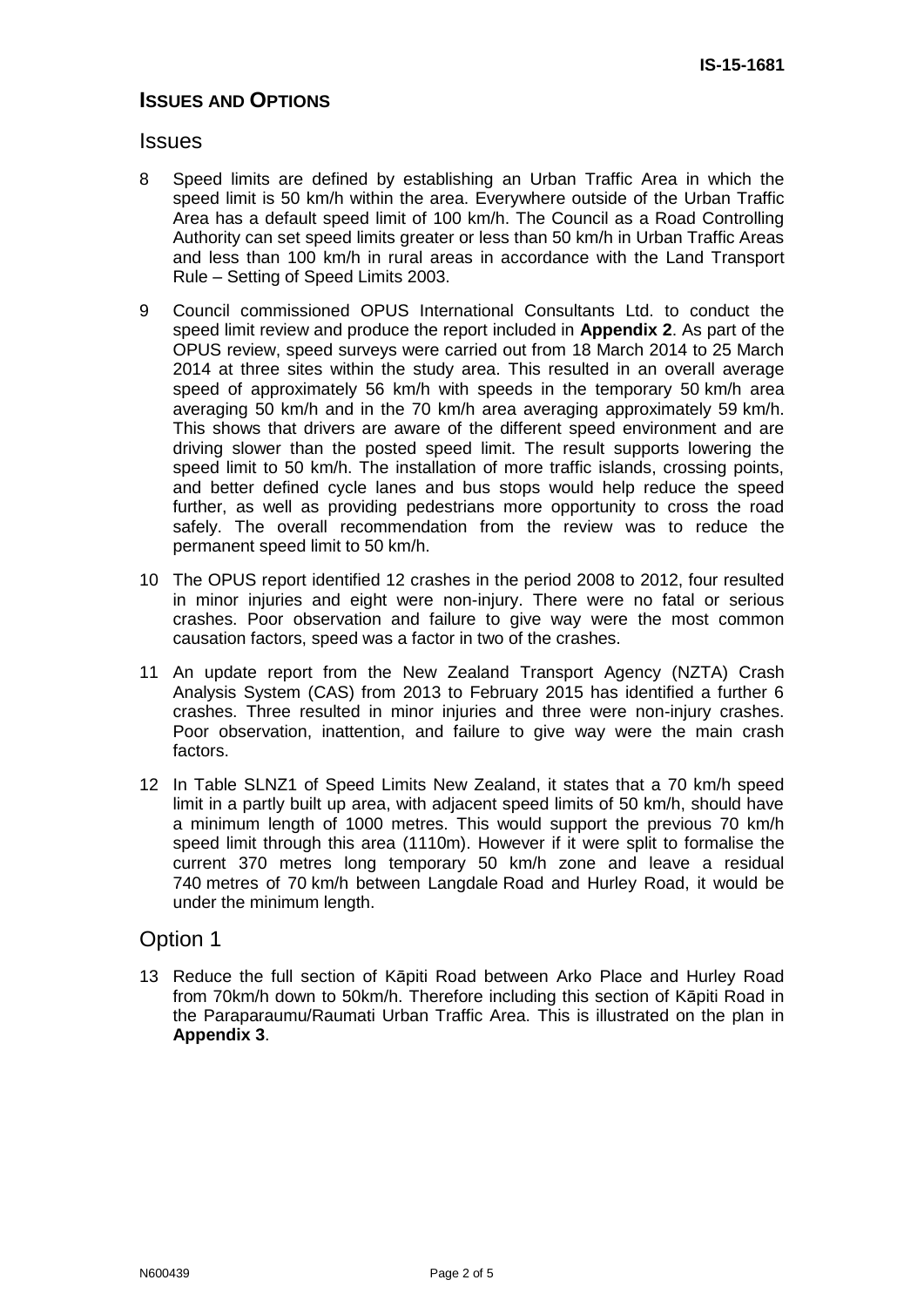## ISSUES AND OPTIONS

### Issues

8 Speed limits are defined by establishing an Urban Traffic Area in which the speed limit is 50 km/h within the area. Everywhere outside of the Urban Traffic Area has a default speed limit of 100 km/h. The Council as a Road Controlling Authority can set speed limits greater or less than 50 km/h in Urban Traffic Areas and less than 100 km/h in rural areas in accordance with the Land Transport Rule – Setting of Speed Limits 2003.

9 Council commissioned OPUS International Consultants Ltd. to conduct the speed limit review and produce the report included in **Appendix 2**. As part of the OPUS review, speed surveys were carried out from 18 March 2014 to 25 March 2014 at three sites within the study area. This resulted in an overall average speed of approximately 56 km/h with speeds in the temporary 50 km/h area averaging 50 km/h and in the 70 km/h area averaging approximately 59 km/h. This shows that drivers are aware of the different speed environment and are driving slower than the posted speed limit. The result supports lowering the speed limit to 50 km/h. The installation of more traffic islands, crossing points, and better defined cycle lanes and bus stops would help reduce the speed further, as well as providing pedestrians more opportunity to cross the road safely. The overall recommendation from the review was to reduce the permanent speed limit to 50 km/h.

10 The OPUS report identified 12 crashes in the period 2008 to 2012, four resulted in minor injuries and eight were non-injury. There were no fatal or serious crashes. Poor observation and failure to give way were the most common causation factors, speed was a factor in two of the crashes.

11 An update report from the New Zealand Transport Agency (NZTA) Crash Analysis System (CAS) from 2013 to February 2015 has identified a further 6 crashes. Three resulted in minor injuries and three were non-injury crashes. Poor observation, inattention, and failure to give way were the main crash factors.

12 In Table SLNZ1 of Speed Limits New Zealand, it states that a 70 km/h speed limit in a partly built up area, with adjacent speed limits of 50 km/h, should have a minimum length of 1000 metres. This would support the previous 70 km/h speed limit through this area (1110m). However if it were split to formalise the current 370 metres long temporary 50 km/h zone and leave a residual 740 metres of 70 km/h between Langdale Road and Hurley Road, it would be under the minimum length.

### Option 1

13 Reduce the full section of Kāpiti Road between Arko Place and Hurley Road from 70km/h down to 50km/h. Therefore including this section of Kāpiti Road in the Paraparaumu/Raumati Urban Traffic Area. This is illustrated on the plan in **Appendix 3**.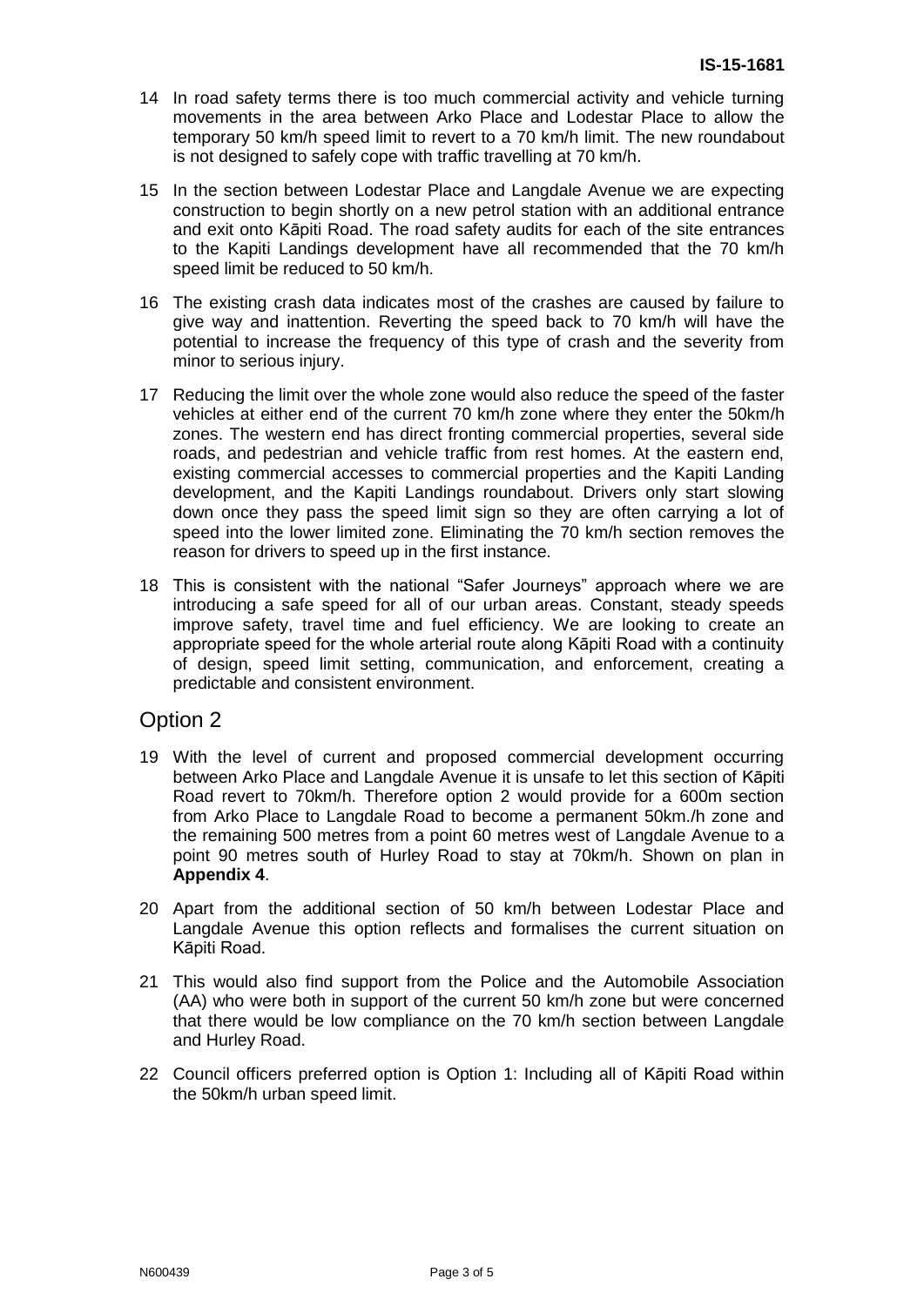14 In road safety terms there is too much commercial activity and vehicle turning movements in the area between Arko Place and Lodestar Place to allow the temporary 50 km/h speed limit to revert to a 70 km/h limit. The new roundabout is not designed to safely cope with traffic travelling at 70 km/h.

15 In the section between Lodestar Place and Langdale Avenue we are expecting construction to begin shortly on a new petrol station with an additional entrance and exit onto Kāpiti Road. The road safety audits for each of the site entrances to the Kapiti Landings development have all recommended that the 70 km/h speed limit be reduced to 50 km/h.

16 The existing crash data indicates most of the crashes are caused by failure to give way and inattention. Reverting the speed back to 70 km/h will have the potential to increase the frequency of this type of crash and the severity from minor to serious injury.

17 Reducing the limit over the whole zone would also reduce the speed of the faster vehicles at either end of the current 70 km/h zone where they enter the 50km/h zones. The western end has direct fronting commercial properties, several side roads, and pedestrian and vehicle traffic from rest homes. At the eastern end, existing commercial accesses to commercial properties and the Kapiti Landing development, and the Kapiti Landings roundabout. Drivers only start slowing down once they pass the speed limit sign so they are often carrying a lot of speed into the lower limited zone. Eliminating the 70 km/h section removes the reason for drivers to speed up in the first instance.

18 This is consistent with the national "Safer Journeys" approach where we are introducing a safe speed for all of our urban areas. Constant, steady speeds improve safety, travel time and fuel efficiency. We are looking to create an appropriate speed for the whole arterial route along Kāpiti Road with a continuity of design, speed limit setting, communication, and enforcement, creating a predictable and consistent environment.

## Option 2

19 With the level of current and proposed commercial development occurring between Arko Place and Langdale Avenue it is unsafe to let this section of Kāpiti Road revert to 70km/h. Therefore option 2 would provide for a 600m section from Arko Place to Langdale Road to become a permanent 50km./h zone and the remaining 500 metres from a point 60 metres west of Langdale Avenue to a point 90 metres south of Hurley Road to stay at 70km/h. Shown on plan in **Appendix 4**.

20 Apart from the additional section of 50 km/h between Lodestar Place and Langdale Avenue this option reflects and formalises the current situation on Kāpiti Road.

21 This would also find support from the Police and the Automobile Association (AA) who were both in support of the current 50 km/h zone but were concerned that there would be low compliance on the 70 km/h section between Langdale and Hurley Road.

22 Council officers preferred option is Option 1: Including all of Kāpiti Road within the 50km/h urban speed limit.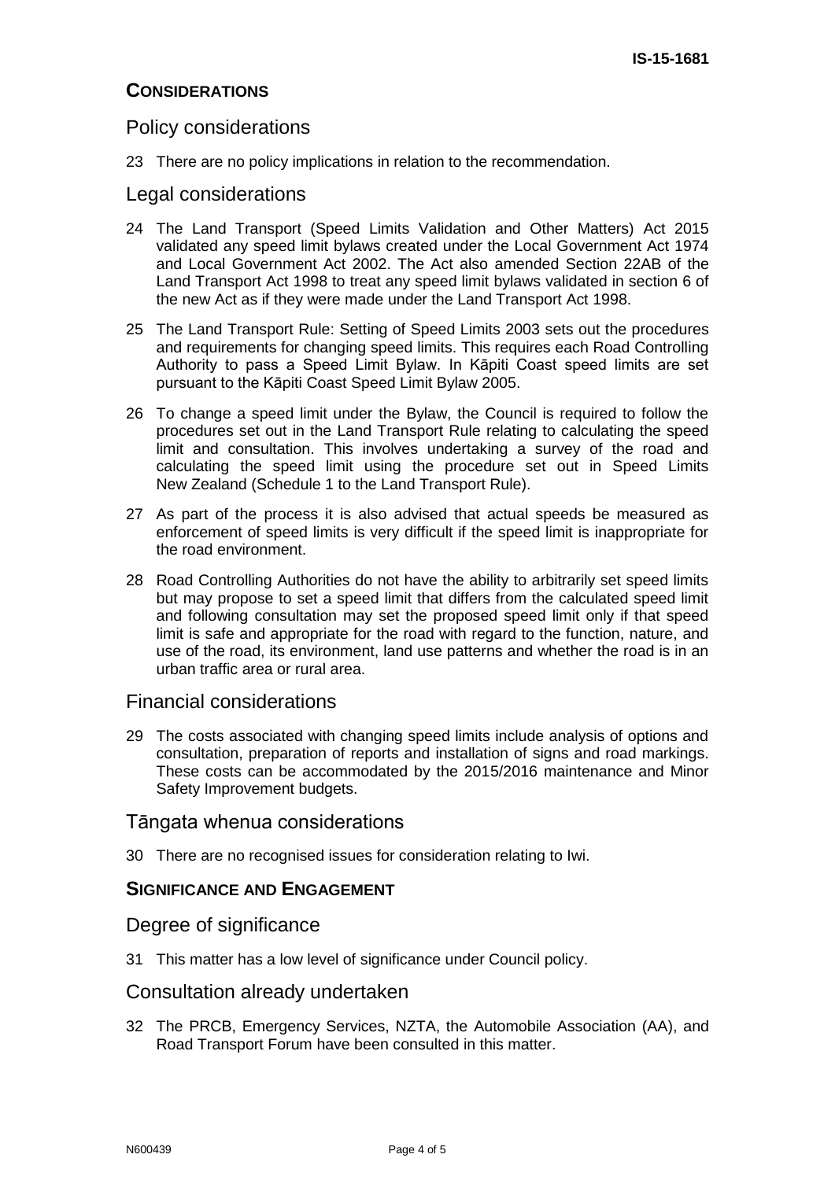## CONSIDERATIONS

### Policy considerations

23 There are no policy implications in relation to the recommendation.

### Legal considerations

24 The Land Transport (Speed Limits Validation and Other Matters) Act 2015 validated any speed limit bylaws created under the Local Government Act 1974 and Local Government Act 2002. The Act also amended Section 22AB of the Land Transport Act 1998 to treat any speed limit bylaws validated in section 6 of the new Act as if they were made under the Land Transport Act 1998.

25 The Land Transport Rule: Setting of Speed Limits 2003 sets out the procedures and requirements for changing speed limits. This requires each Road Controlling Authority to pass a Speed Limit Bylaw. In Kāpiti Coast speed limits are set pursuant to the Kāpiti Coast Speed Limit Bylaw 2005.

26 To change a speed limit under the Bylaw, the Council is required to follow the procedures set out in the Land Transport Rule relating to calculating the speed limit and consultation. This involves undertaking a survey of the road and calculating the speed limit using the procedure set out in Speed Limits New Zealand (Schedule 1 to the Land Transport Rule).

27 As part of the process it is also advised that actual speeds be measured as enforcement of speed limits is very difficult if the speed limit is inappropriate for the road environment.

28 Road Controlling Authorities do not have the ability to arbitrarily set speed limits but may propose to set a speed limit that differs from the calculated speed limit and following consultation may set the proposed speed limit only if that speed limit is safe and appropriate for the road with regard to the function, nature, and use of the road, its environment, land use patterns and whether the road is in an urban traffic area or rural area.

### Financial considerations

29 The costs associated with changing speed limits include analysis of options and consultation, preparation of reports and installation of signs and road markings. These costs can be accommodated by the 2015/2016 maintenance and Minor Safety Improvement budgets.

### Tāngata whenua considerations

30 There are no recognised issues for consideration relating to Iwi.

## SIGNIFICANCE AND ENGAGEMENT

### Degree of significance

31 This matter has a low level of significance under Council policy.

### Consultation already undertaken

32 The PRCB, Emergency Services, NZTA, the Automobile Association (AA), and Road Transport Forum have been consulted in this matter.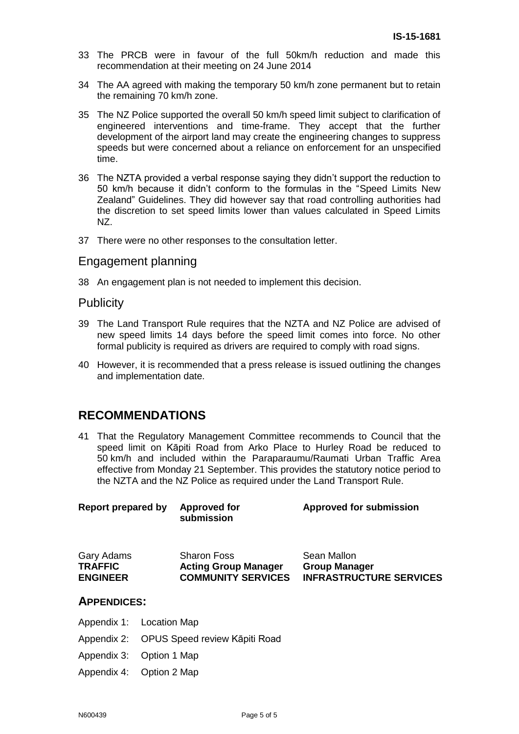33 The PRCB were in favour of the full 50km/h reduction and made this recommendation at their meeting on 24 June 2014

34 The AA agreed with making the temporary 50 km/h zone permanent but to retain the remaining 70 km/h zone.

35 The NZ Police supported the overall 50 km/h speed limit subject to clarification of engineered interventions and time-frame. They accept that the further development of the airport land may create the engineering changes to suppress speeds but were concerned about a reliance on enforcement for an unspecified time.

36 The NZTA provided a verbal response saying they didn't support the reduction to 50 km/h because it didn't conform to the formulas in the "Speed Limits New Zealand" Guidelines. They did however say that road controlling authorities had the discretion to set speed limits lower than values calculated in Speed Limits NZ.

37 There were no other responses to the consultation letter.

## Engagement planning

38 An engagement plan is not needed to implement this decision.

## Publicity

39 The Land Transport Rule requires that the NZTA and NZ Police are advised of new speed limits 14 days before the speed limit comes into force. No other formal publicity is required as drivers are required to comply with road signs.

40 However, it is recommended that a press release is issued outlining the changes and implementation date.

# RECOMMENDATIONS

41 That the Regulatory Management Committee recommends to Council that the speed limit on Kāpiti Road from Arko Place to Hurley Road be reduced to 50 km/h and included within the Paraparaumu/Raumati Urban Traffic Area effective from Monday 21 September. This provides the statutory notice period to the NZTA and the NZ Police as required under the Land Transport Rule.

| Report prepared by | Approved for submission | Approved for submission |
|---|---|---|
| Gary Adams<br>**TRAFFIC ENGINEER** | Sharon Foss<br>**Acting Group Manager COMMUNITY SERVICES** | Sean Mallon<br>**Group Manager INFRASTRUCTURE SERVICES** |

## APPENDICES:

Appendix 1: Location Map

Appendix 2: OPUS Speed review Kāpiti Road

Appendix 3: Option 1 Map

Appendix 4: Option 2 Map